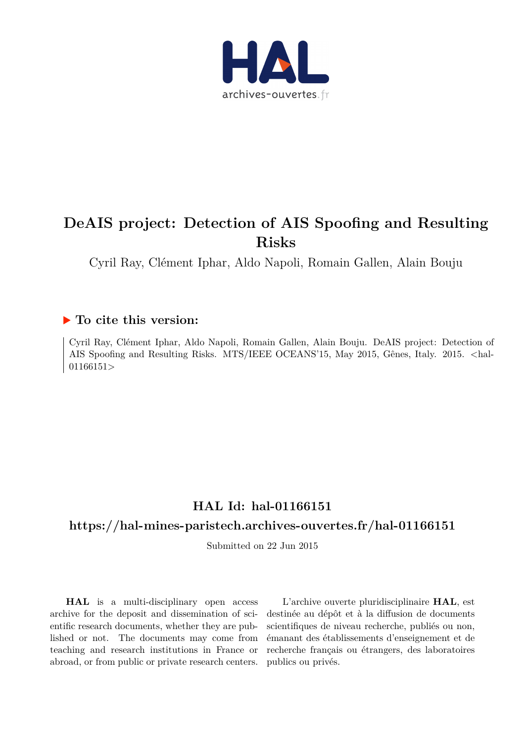# DeAIS project: Detection of AIS Spoofing and Resulting Risks

Cyril Ray, Clément Iphar, Aldo Napoli, Romain Gallen, Alain Bouju

## ▶ To cite this version:

Cyril Ray, Clément Iphar, Aldo Napoli, Romain Gallen, Alain Bouju. DeAIS project: Detection of AIS Spoofing and Resulting Risks. MTS/IEEE OCEANS'15, May 2015, Gênes, Italy. 2015. <hal-01166151>

## HAL Id: hal-01166151

## https://hal-mines-paristech.archives-ouvertes.fr/hal-01166151

Submitted on 22 Jun 2015

**HAL** is a multi-disciplinary open access archive for the deposit and dissemination of scientific research documents, whether they are published or not. The documents may come from teaching and research institutions in France or abroad, or from public or private research centers.

L'archive ouverte pluridisciplinaire **HAL**, est destinée au dépôt et à la diffusion de documents scientifiques de niveau recherche, publiés ou non, émanant des établissements d'enseignement et de recherche français ou étrangers, des laboratoires publics ou privés.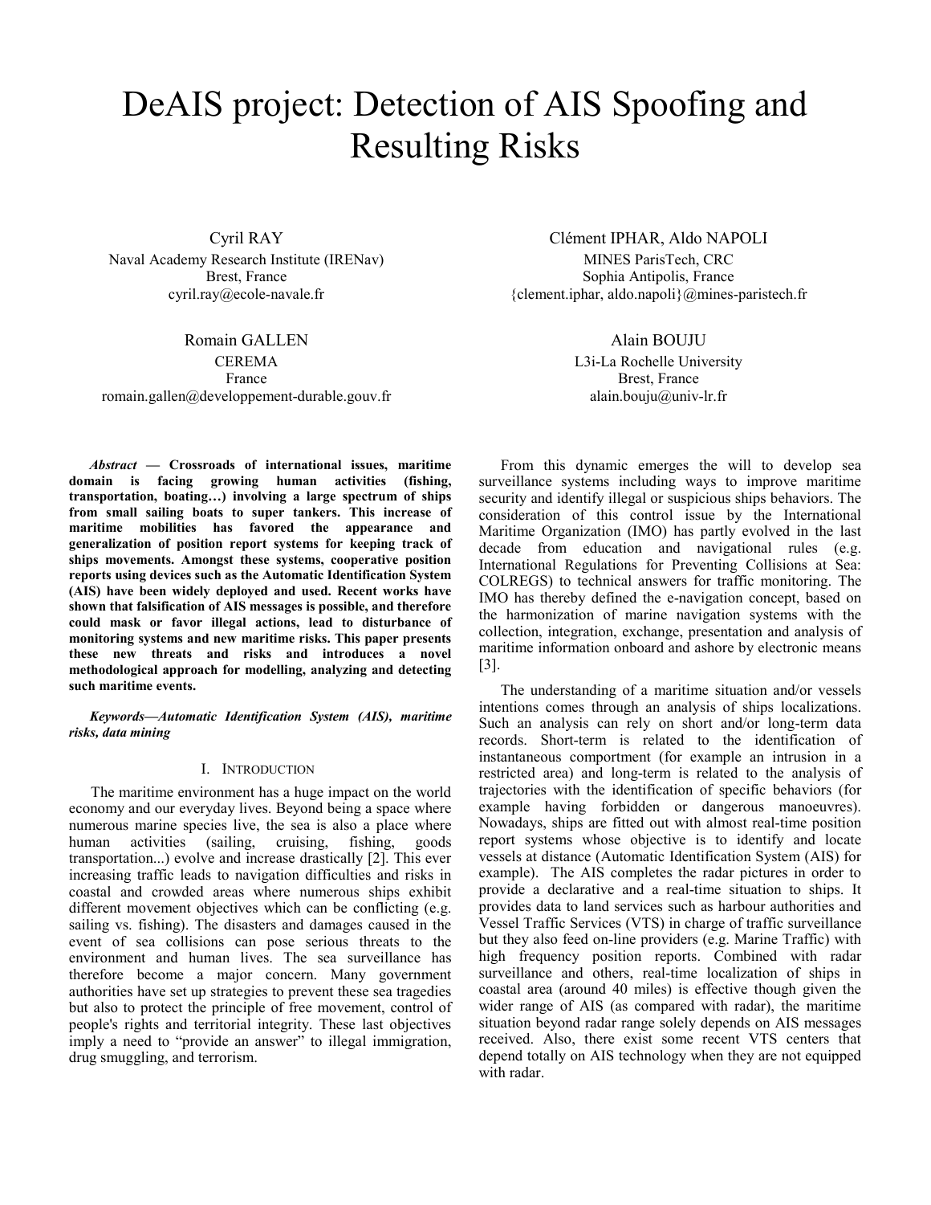# DeAIS project: Detection of AIS Spoofing and Resulting Risks

Cyril RAY
Naval Academy Research Institute (IRENav)
Brest, France
cyril.ray@ecole-navale.fr

Clément IPHAR, Aldo NAPOLI
MINES ParisTech, CRC
Sophia Antipolis, France
{clement.iphar, aldo.napoli}@mines-paristech.fr

Romain GALLEN
CEREMA
France
romain.gallen@developpement-durable.gouv.fr

Alain BOUJU
L3i-La Rochelle University
Brest, France
alain.bouju@univ-lr.fr

***Abstract* — Crossroads of international issues, maritime domain is facing growing human activities (fishing, transportation, boating…) involving a large spectrum of ships from small sailing boats to super tankers. This increase of maritime mobilities has favored the appearance and generalization of position report systems for keeping track of ships movements. Amongst these systems, cooperative position reports using devices such as the Automatic Identification System (AIS) have been widely deployed and used. Recent works have shown that falsification of AIS messages is possible, and therefore could mask or favor illegal actions, lead to disturbance of monitoring systems and new maritime risks. This paper presents these new threats and risks and introduces a novel methodological approach for modelling, analyzing and detecting such maritime events.**

***Keywords—Automatic Identification System (AIS), maritime risks, data mining***

## I. Introduction

The maritime environment has a huge impact on the world economy and our everyday lives. Beyond being a space where numerous marine species live, the sea is also a place where human activities (sailing, cruising, fishing, goods transportation...) evolve and increase drastically [2]. This ever increasing traffic leads to navigation difficulties and risks in coastal and crowded areas where numerous ships exhibit different movement objectives which can be conflicting (e.g. sailing vs. fishing). The disasters and damages caused in the event of sea collisions can pose serious threats to the environment and human lives. The sea surveillance has therefore become a major concern. Many government authorities have set up strategies to prevent these sea tragedies but also to protect the principle of free movement, control of people's rights and territorial integrity. These last objectives imply a need to "provide an answer" to illegal immigration, drug smuggling, and terrorism.

From this dynamic emerges the will to develop sea surveillance systems including ways to improve maritime security and identify illegal or suspicious ships behaviors. The consideration of this control issue by the International Maritime Organization (IMO) has partly evolved in the last decade from education and navigational rules (e.g. International Regulations for Preventing Collisions at Sea: COLREGS) to technical answers for traffic monitoring. The IMO has thereby defined the e-navigation concept, based on the harmonization of marine navigation systems with the collection, integration, exchange, presentation and analysis of maritime information onboard and ashore by electronic means [3].

The understanding of a maritime situation and/or vessels intentions comes through an analysis of ships localizations. Such an analysis can rely on short and/or long-term data records. Short-term is related to the identification of instantaneous comportment (for example an intrusion in a restricted area) and long-term is related to the analysis of trajectories with the identification of specific behaviors (for example having forbidden or dangerous manoeuvres). Nowadays, ships are fitted out with almost real-time position report systems whose objective is to identify and locate vessels at distance (Automatic Identification System (AIS) for example). The AIS completes the radar pictures in order to provide a declarative and a real-time situation to ships. It provides data to land services such as harbour authorities and Vessel Traffic Services (VTS) in charge of traffic surveillance but they also feed on-line providers (e.g. Marine Traffic) with high frequency position reports. Combined with radar surveillance and others, real-time localization of ships in coastal area (around 40 miles) is effective though given the wider range of AIS (as compared with radar), the maritime situation beyond radar range solely depends on AIS messages received. Also, there exist some recent VTS centers that depend totally on AIS technology when they are not equipped with radar.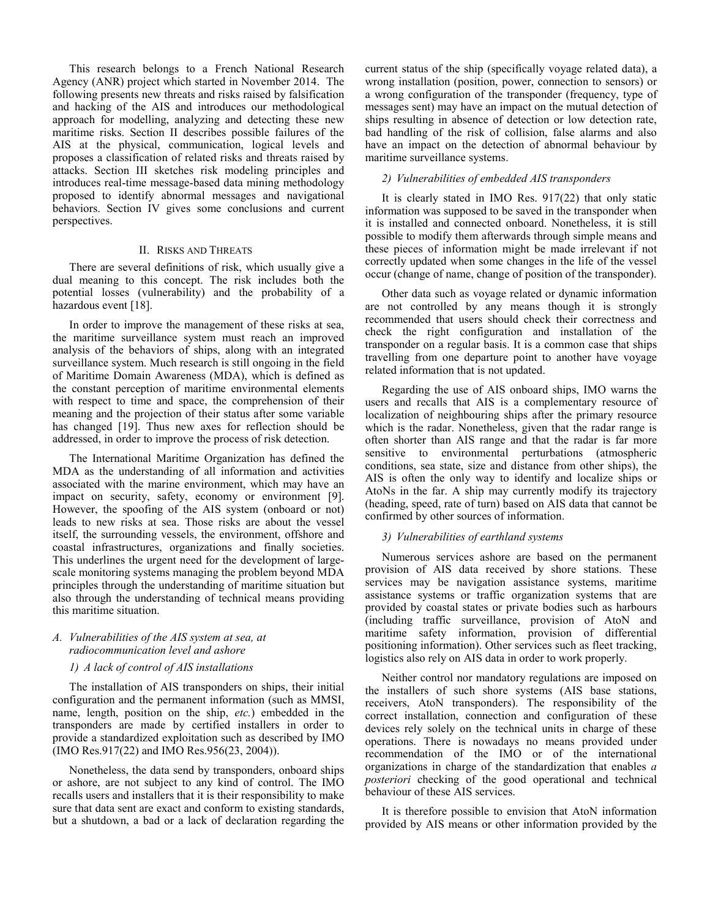This research belongs to a French National Research Agency (ANR) project which started in November 2014. The following presents new threats and risks raised by falsification and hacking of the AIS and introduces our methodological approach for modelling, analyzing and detecting these new maritime risks. Section II describes possible failures of the AIS at the physical, communication, logical levels and proposes a classification of related risks and threats raised by attacks. Section III sketches risk modeling principles and introduces real-time message-based data mining methodology proposed to identify abnormal messages and navigational behaviors. Section IV gives some conclusions and current perspectives.

## II. Risks and Threats

There are several definitions of risk, which usually give a dual meaning to this concept. The risk includes both the potential losses (vulnerability) and the probability of a hazardous event [18].

In order to improve the management of these risks at sea, the maritime surveillance system must reach an improved analysis of the behaviors of ships, along with an integrated surveillance system. Much research is still ongoing in the field of Maritime Domain Awareness (MDA), which is defined as the constant perception of maritime environmental elements with respect to time and space, the comprehension of their meaning and the projection of their status after some variable has changed [19]. Thus new axes for reflection should be addressed, in order to improve the process of risk detection.

The International Maritime Organization has defined the MDA as the understanding of all information and activities associated with the marine environment, which may have an impact on security, safety, economy or environment [9]. However, the spoofing of the AIS system (onboard or not) leads to new risks at sea. Those risks are about the vessel itself, the surrounding vessels, the environment, offshore and coastal infrastructures, organizations and finally societies. This underlines the urgent need for the development of large-scale monitoring systems managing the problem beyond MDA principles through the understanding of maritime situation but also through the understanding of technical means providing this maritime situation.

### A. Vulnerabilities of the AIS system at sea, at radiocommunication level and ashore

#### 1) A lack of control of AIS installations

The installation of AIS transponders on ships, their initial configuration and the permanent information (such as MMSI, name, length, position on the ship, *etc.*) embedded in the transponders are made by certified installers in order to provide a standardized exploitation such as described by IMO (IMO Res.917(22) and IMO Res.956(23, 2004)).

Nonetheless, the data send by transponders, onboard ships or ashore, are not subject to any kind of control. The IMO recalls users and installers that it is their responsibility to make sure that data sent are exact and conform to existing standards, but a shutdown, a bad or a lack of declaration regarding the current status of the ship (specifically voyage related data), a wrong installation (position, power, connection to sensors) or a wrong configuration of the transponder (frequency, type of messages sent) may have an impact on the mutual detection of ships resulting in absence of detection or low detection rate, bad handling of the risk of collision, false alarms and also have an impact on the detection of abnormal behaviour by maritime surveillance systems.

#### 2) Vulnerabilities of embedded AIS transponders

It is clearly stated in IMO Res. 917(22) that only static information was supposed to be saved in the transponder when it is installed and connected onboard. Nonetheless, it is still possible to modify them afterwards through simple means and these pieces of information might be made irrelevant if not correctly updated when some changes in the life of the vessel occur (change of name, change of position of the transponder).

Other data such as voyage related or dynamic information are not controlled by any means though it is strongly recommended that users should check their correctness and check the right configuration and installation of the transponder on a regular basis. It is a common case that ships travelling from one departure point to another have voyage related information that is not updated.

Regarding the use of AIS onboard ships, IMO warns the users and recalls that AIS is a complementary resource of localization of neighbouring ships after the primary resource which is the radar. Nonetheless, given that the radar range is often shorter than AIS range and that the radar is far more sensitive to environmental perturbations (atmospheric conditions, sea state, size and distance from other ships), the AIS is often the only way to identify and localize ships or AtoNs in the far. A ship may currently modify its trajectory (heading, speed, rate of turn) based on AIS data that cannot be confirmed by other sources of information.

#### 3) Vulnerabilities of earthland systems

Numerous services ashore are based on the permanent provision of AIS data received by shore stations. These services may be navigation assistance systems, maritime assistance systems or traffic organization systems that are provided by coastal states or private bodies such as harbours (including traffic surveillance, provision of AtoN and maritime safety information, provision of differential positioning information). Other services such as fleet tracking, logistics also rely on AIS data in order to work properly.

Neither control nor mandatory regulations are imposed on the installers of such shore systems (AIS base stations, receivers, AtoN transponders). The responsibility of the correct installation, connection and configuration of these devices rely solely on the technical units in charge of these operations. There is nowadays no means provided under recommendation of the IMO or of the international organizations in charge of the standardization that enables *a posteriori* checking of the good operational and technical behaviour of these AIS services.

It is therefore possible to envision that AtoN information provided by AIS means or other information provided by the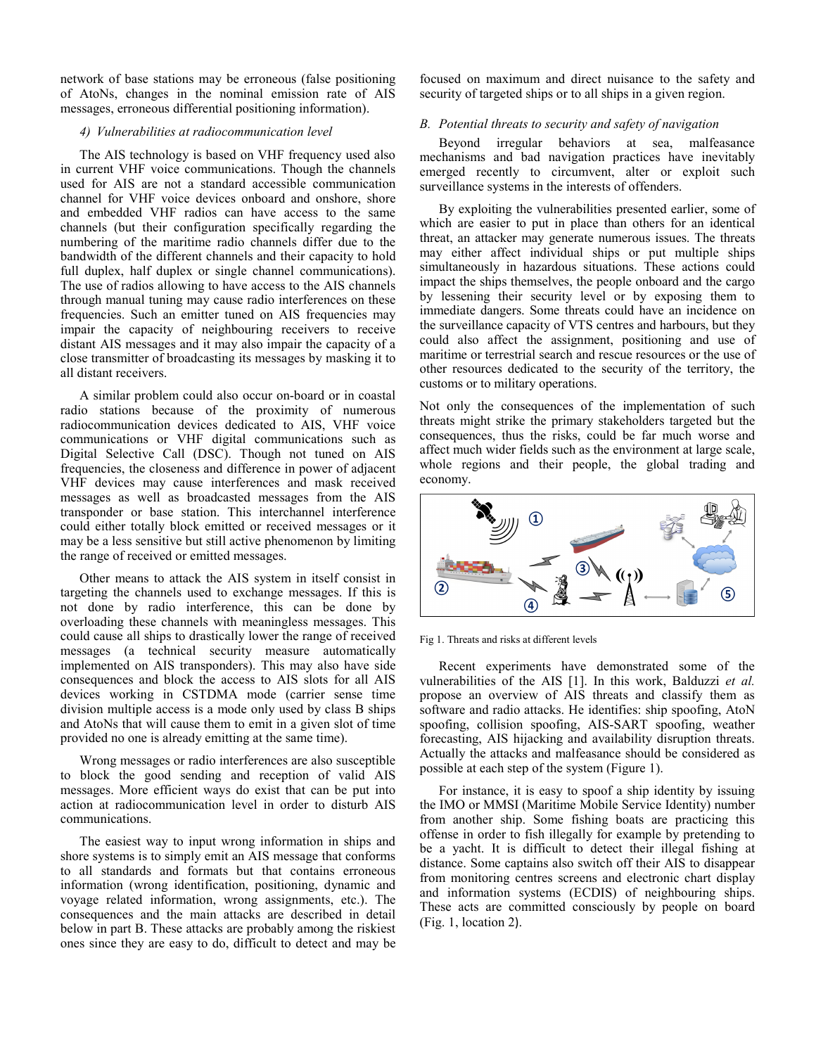network of base stations may be erroneous (false positioning of AtoNs, changes in the nominal emission rate of AIS messages, erroneous differential positioning information).

#### *4) Vulnerabilities at radiocommunication level*

The AIS technology is based on VHF frequency used also in current VHF voice communications. Though the channels used for AIS are not a standard accessible communication channel for VHF voice devices onboard and onshore, shore and embedded VHF radios can have access to the same channels (but their configuration specifically regarding the numbering of the maritime radio channels differ due to the bandwidth of the different channels and their capacity to hold full duplex, half duplex or single channel communications). The use of radios allowing to have access to the AIS channels through manual tuning may cause radio interferences on these frequencies. Such an emitter tuned on AIS frequencies may impair the capacity of neighbouring receivers to receive distant AIS messages and it may also impair the capacity of a close transmitter of broadcasting its messages by masking it to all distant receivers.

A similar problem could also occur on-board or in coastal radio stations because of the proximity of numerous radiocommunication devices dedicated to AIS, VHF voice communications or VHF digital communications such as Digital Selective Call (DSC). Though not tuned on AIS frequencies, the closeness and difference in power of adjacent VHF devices may cause interferences and mask received messages as well as broadcasted messages from the AIS transponder or base station. This interchannel interference could either totally block emitted or received messages or it may be a less sensitive but still active phenomenon by limiting the range of received or emitted messages.

Other means to attack the AIS system in itself consist in targeting the channels used to exchange messages. If this is not done by radio interference, this can be done by overloading these channels with meaningless messages. This could cause all ships to drastically lower the range of received messages (a technical security measure automatically implemented on AIS transponders). This may also have side consequences and block the access to AIS slots for all AIS devices working in CSTDMA mode (carrier sense time division multiple access is a mode only used by class B ships and AtoNs that will cause them to emit in a given slot of time provided no one is already emitting at the same time).

Wrong messages or radio interferences are also susceptible to block the good sending and reception of valid AIS messages. More efficient ways do exist that can be put into action at radiocommunication level in order to disturb AIS communications.

The easiest way to input wrong information in ships and shore systems is to simply emit an AIS message that conforms to all standards and formats but that contains erroneous information (wrong identification, positioning, dynamic and voyage related information, wrong assignments, etc.). The consequences and the main attacks are described in detail below in part B. These attacks are probably among the riskiest ones since they are easy to do, difficult to detect and may be focused on maximum and direct nuisance to the safety and security of targeted ships or to all ships in a given region.

### *B. Potential threats to security and safety of navigation*

Beyond irregular behaviors at sea, malfeasance mechanisms and bad navigation practices have inevitably emerged recently to circumvent, alter or exploit such surveillance systems in the interests of offenders.

By exploiting the vulnerabilities presented earlier, some of which are easier to put in place than others for an identical threat, an attacker may generate numerous issues. The threats may either affect individual ships or put multiple ships simultaneously in hazardous situations. These actions could impact the ships themselves, the people onboard and the cargo by lessening their security level or by exposing them to immediate dangers. Some threats could have an incidence on the surveillance capacity of VTS centres and harbours, but they could also affect the assignment, positioning and use of maritime or terrestrial search and rescue resources or the use of other resources dedicated to the security of the territory, the customs or to military operations.

Not only the consequences of the implementation of such threats might strike the primary stakeholders targeted but the consequences, thus the risks, could be far much worse and affect much wider fields such as the environment at large scale, whole regions and their people, the global trading and economy.

Fig 1. Threats and risks at different levels

Recent experiments have demonstrated some of the vulnerabilities of the AIS [1]. In this work, Balduzzi *et al.* propose an overview of AIS threats and classify them as software and radio attacks. He identifies: ship spoofing, AtoN spoofing, collision spoofing, AIS-SART spoofing, weather forecasting, AIS hijacking and availability disruption threats. Actually the attacks and malfeasance should be considered as possible at each step of the system (Figure 1).

For instance, it is easy to spoof a ship identity by issuing the IMO or MMSI (Maritime Mobile Service Identity) number from another ship. Some fishing boats are practicing this offense in order to fish illegally for example by pretending to be a yacht. It is difficult to detect their illegal fishing at distance. Some captains also switch off their AIS to disappear from monitoring centres screens and electronic chart display and information systems (ECDIS) of neighbouring ships. These acts are committed consciously by people on board (Fig. 1, location 2).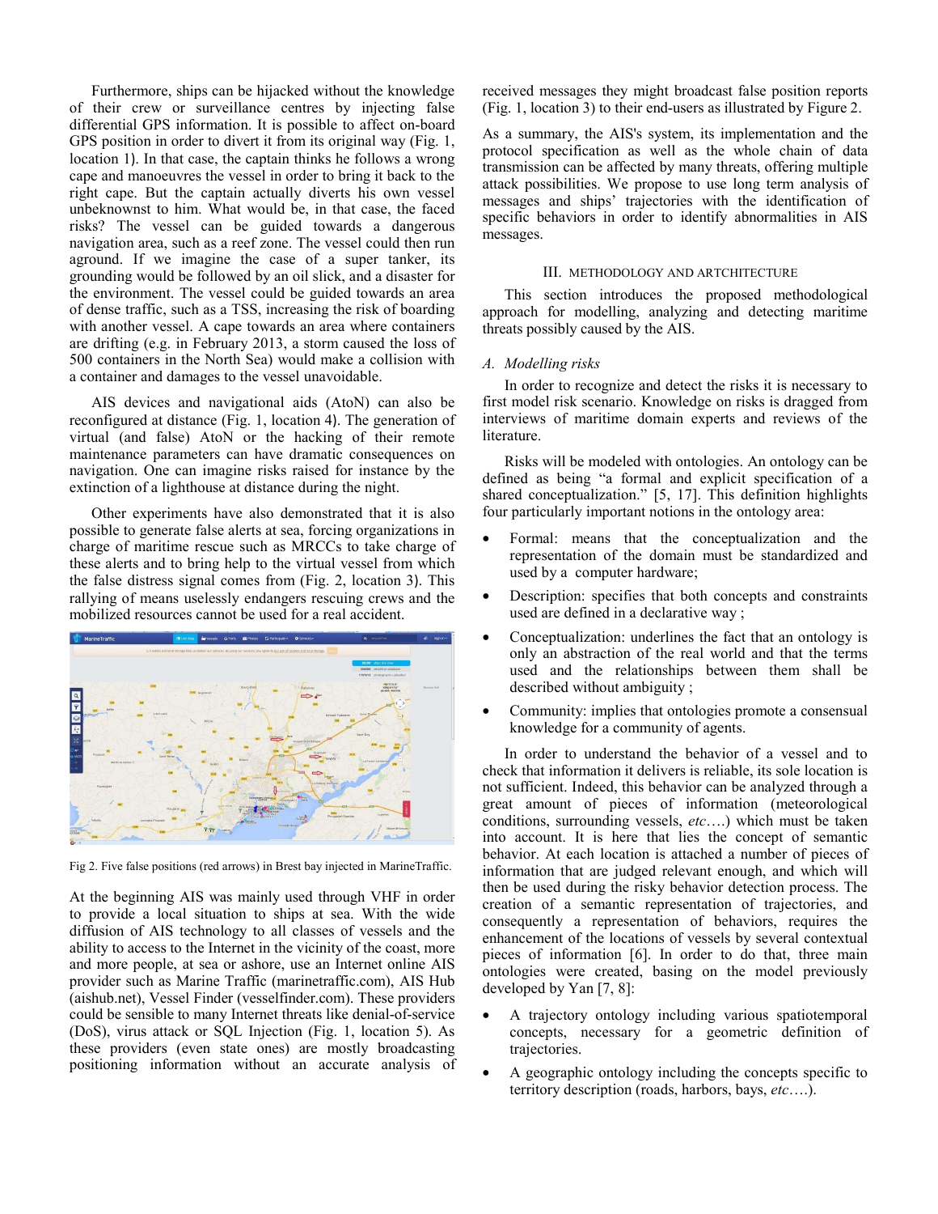Furthermore, ships can be hijacked without the knowledge of their crew or surveillance centres by injecting false differential GPS information. It is possible to affect on-board GPS position in order to divert it from its original way (Fig. 1, location 1). In that case, the captain thinks he follows a wrong cape and manoeuvres the vessel in order to bring it back to the right cape. But the captain actually diverts his own vessel unbeknownst to him. What would be, in that case, the faced risks? The vessel can be guided towards a dangerous navigation area, such as a reef zone. The vessel could then run aground. If we imagine the case of a super tanker, its grounding would be followed by an oil slick, and a disaster for the environment. The vessel could be guided towards an area of dense traffic, such as a TSS, increasing the risk of boarding with another vessel. A cape towards an area where containers are drifting (e.g. in February 2013, a storm caused the loss of 500 containers in the North Sea) would make a collision with a container and damages to the vessel unavoidable.

AIS devices and navigational aids (AtoN) can also be reconfigured at distance (Fig. 1, location 4). The generation of virtual (and false) AtoN or the hacking of their remote maintenance parameters can have dramatic consequences on navigation. One can imagine risks raised for instance by the extinction of a lighthouse at distance during the night.

Other experiments have also demonstrated that it is also possible to generate false alerts at sea, forcing organizations in charge of maritime rescue such as MRCCs to take charge of these alerts and to bring help to the virtual vessel from which the false distress signal comes from (Fig. 2, location 3). This rallying of means uselessly endangers rescuing crews and the mobilized resources cannot be used for a real accident.

Fig 2. Five false positions (red arrows) in Brest bay injected in MarineTraffic.

At the beginning AIS was mainly used through VHF in order to provide a local situation to ships at sea. With the wide diffusion of AIS technology to all classes of vessels and the ability to access to the Internet in the vicinity of the coast, more and more people, at sea or ashore, use an Internet online AIS provider such as Marine Traffic (marinetraffic.com), AIS Hub (aishub.net), Vessel Finder (vesselfinder.com). These providers could be sensible to many Internet threats like denial-of-service (DoS), virus attack or SQL Injection (Fig. 1, location 5). As these providers (even state ones) are mostly broadcasting positioning information without an accurate analysis of received messages they might broadcast false position reports (Fig. 1, location 3) to their end-users as illustrated by Figure 2.

As a summary, the AIS's system, its implementation and the protocol specification as well as the whole chain of data transmission can be affected by many threats, offering multiple attack possibilities. We propose to use long term analysis of messages and ships' trajectories with the identification of specific behaviors in order to identify abnormalities in AIS messages.

## III. Methodology and Artchitecture

This section introduces the proposed methodological approach for modelling, analyzing and detecting maritime threats possibly caused by the AIS.

### A. Modelling risks

In order to recognize and detect the risks it is necessary to first model risk scenario. Knowledge on risks is dragged from interviews of maritime domain experts and reviews of the literature.

Risks will be modeled with ontologies. An ontology can be defined as being "a formal and explicit specification of a shared conceptualization." [5, 17]. This definition highlights four particularly important notions in the ontology area:

- Formal: means that the conceptualization and the representation of the domain must be standardized and used by a computer hardware;
- Description: specifies that both concepts and constraints used are defined in a declarative way ;
- Conceptualization: underlines the fact that an ontology is only an abstraction of the real world and that the terms used and the relationships between them shall be described without ambiguity ;
- Community: implies that ontologies promote a consensual knowledge for a community of agents.

In order to understand the behavior of a vessel and to check that information it delivers is reliable, its sole location is not sufficient. Indeed, this behavior can be analyzed through a great amount of pieces of information (meteorological conditions, surrounding vessels, *etc*.…) which must be taken into account. It is here that lies the concept of semantic behavior. At each location is attached a number of pieces of information that are judged relevant enough, and which will then be used during the risky behavior detection process. The creation of a semantic representation of trajectories, and consequently a representation of behaviors, requires the enhancement of the locations of vessels by several contextual pieces of information [6]. In order to do that, three main ontologies were created, basing on the model previously developed by Yan [7, 8]:

- A trajectory ontology including various spatiotemporal concepts, necessary for a geometric definition of trajectories.
- A geographic ontology including the concepts specific to territory description (roads, harbors, bays, *etc*.…).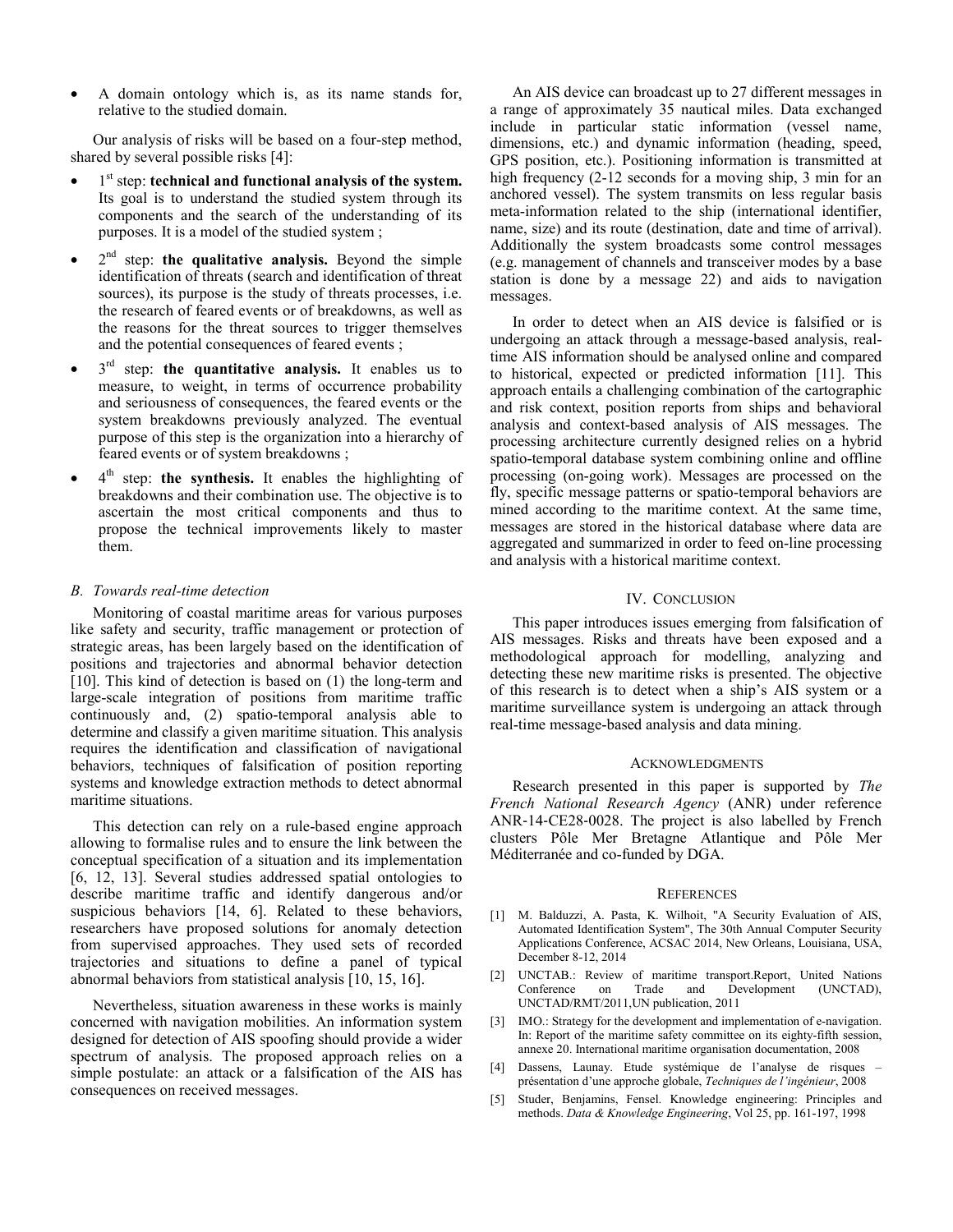- A domain ontology which is, as its name stands for, relative to the studied domain.

Our analysis of risks will be based on a four-step method, shared by several possible risks [4]:

- 1st step: **technical and functional analysis of the system.** Its goal is to understand the studied system through its components and the search of the understanding of its purposes. It is a model of the studied system ;
- 2nd step: **the qualitative analysis.** Beyond the simple identification of threats (search and identification of threat sources), its purpose is the study of threats processes, i.e. the research of feared events or of breakdowns, as well as the reasons for the threat sources to trigger themselves and the potential consequences of feared events ;
- 3rd step: **the quantitative analysis.** It enables us to measure, to weight, in terms of occurrence probability and seriousness of consequences, the feared events or the system breakdowns previously analyzed. The eventual purpose of this step is the organization into a hierarchy of feared events or of system breakdowns ;
- 4th step: **the synthesis.** It enables the highlighting of breakdowns and their combination use. The objective is to ascertain the most critical components and thus to propose the technical improvements likely to master them.

### *B. Towards real-time detection*

Monitoring of coastal maritime areas for various purposes like safety and security, traffic management or protection of strategic areas, has been largely based on the identification of positions and trajectories and abnormal behavior detection [10]. This kind of detection is based on (1) the long-term and large-scale integration of positions from maritime traffic continuously and, (2) spatio-temporal analysis able to determine and classify a given maritime situation. This analysis requires the identification and classification of navigational behaviors, techniques of falsification of position reporting systems and knowledge extraction methods to detect abnormal maritime situations.

This detection can rely on a rule-based engine approach allowing to formalise rules and to ensure the link between the conceptual specification of a situation and its implementation [6, 12, 13]. Several studies addressed spatial ontologies to describe maritime traffic and identify dangerous and/or suspicious behaviors [14, 6]. Related to these behaviors, researchers have proposed solutions for anomaly detection from supervised approaches. They used sets of recorded trajectories and situations to define a panel of typical abnormal behaviors from statistical analysis [10, 15, 16].

Nevertheless, situation awareness in these works is mainly concerned with navigation mobilities. An information system designed for detection of AIS spoofing should provide a wider spectrum of analysis. The proposed approach relies on a simple postulate: an attack or a falsification of the AIS has consequences on received messages.

An AIS device can broadcast up to 27 different messages in a range of approximately 35 nautical miles. Data exchanged include in particular static information (vessel name, dimensions, etc.) and dynamic information (heading, speed, GPS position, etc.). Positioning information is transmitted at high frequency (2-12 seconds for a moving ship, 3 min for an anchored vessel). The system transmits on less regular basis meta-information related to the ship (international identifier, name, size) and its route (destination, date and time of arrival). Additionally the system broadcasts some control messages (e.g. management of channels and transceiver modes by a base station is done by a message 22) and aids to navigation messages.

In order to detect when an AIS device is falsified or is undergoing an attack through a message-based analysis, real-time AIS information should be analysed online and compared to historical, expected or predicted information [11]. This approach entails a challenging combination of the cartographic and risk context, position reports from ships and behavioral analysis and context-based analysis of AIS messages. The processing architecture currently designed relies on a hybrid spatio-temporal database system combining online and offline processing (on-going work). Messages are processed on the fly, specific message patterns or spatio-temporal behaviors are mined according to the maritime context. At the same time, messages are stored in the historical database where data are aggregated and summarized in order to feed on-line processing and analysis with a historical maritime context.

## IV. Conclusion

This paper introduces issues emerging from falsification of AIS messages. Risks and threats have been exposed and a methodological approach for modelling, analyzing and detecting these new maritime risks is presented. The objective of this research is to detect when a ship's AIS system or a maritime surveillance system is undergoing an attack through real-time message-based analysis and data mining.

## Acknowledgments

Research presented in this paper is supported by *The French National Research Agency* (ANR) under reference ANR-14-CE28-0028. The project is also labelled by French clusters Pôle Mer Bretagne Atlantique and Pôle Mer Méditerranée and co-funded by DGA.

## References

[1] M. Balduzzi, A. Pasta, K. Wilhoit, "A Security Evaluation of AIS, Automated Identification System", The 30th Annual Computer Security Applications Conference, ACSAC 2014, New Orleans, Louisiana, USA, December 8-12, 2014

[2] UNCTAB.: Review of maritime transport.Report, United Nations Conference on Trade and Development (UNCTAD), UNCTAD/RMT/2011,UN publication, 2011

[3] IMO.: Strategy for the development and implementation of e-navigation. In: Report of the maritime safety committee on its eighty-fifth session, annexe 20. International maritime organisation documentation, 2008

[4] Dassens, Launay. Etude systémique de l'analyse de risques – présentation d'une approche globale, *Techniques de l'ingénieur*, 2008

[5] Studer, Benjamins, Fensel. Knowledge engineering: Principles and methods. *Data & Knowledge Engineering*, Vol 25, pp. 161-197, 1998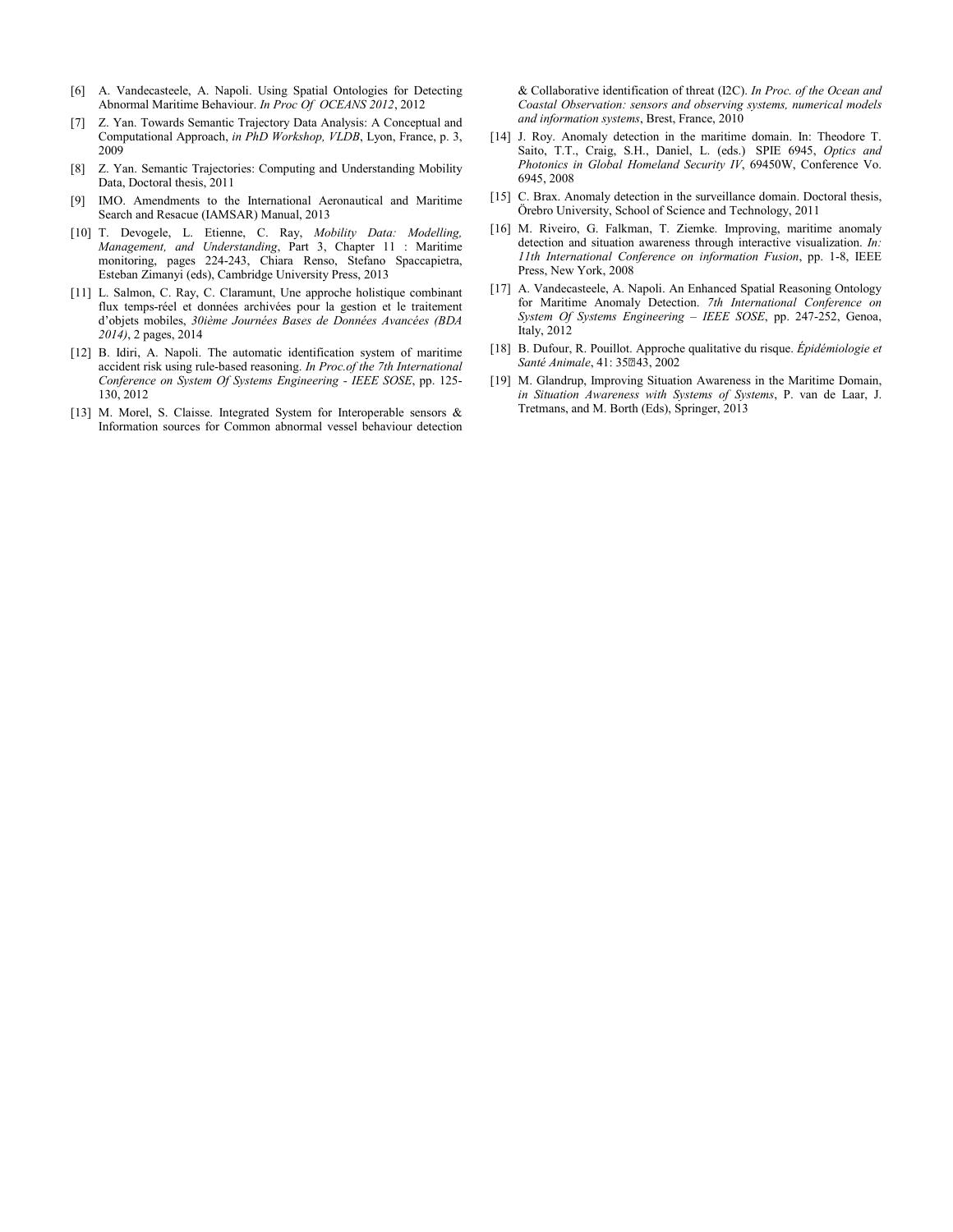[6] A. Vandecasteele, A. Napoli. Using Spatial Ontologies for Detecting Abnormal Maritime Behaviour. *In Proc Of OCEANS 2012*, 2012

[7] Z. Yan. Towards Semantic Trajectory Data Analysis: A Conceptual and Computational Approach, *in PhD Workshop, VLDB*, Lyon, France, p. 3, 2009

[8] Z. Yan. Semantic Trajectories: Computing and Understanding Mobility Data, Doctoral thesis, 2011

[9] IMO. Amendments to the International Aeronautical and Maritime Search and Resacue (IAMSAR) Manual, 2013

[10] T. Devogele, L. Etienne, C. Ray, *Mobility Data: Modelling, Management, and Understanding*, Part 3, Chapter 11 : Maritime monitoring, pages 224-243, Chiara Renso, Stefano Spaccapietra, Esteban Zimanyi (eds), Cambridge University Press, 2013

[11] L. Salmon, C. Ray, C. Claramunt, Une approche holistique combinant flux temps-réel et données archivées pour la gestion et le traitement d'objets mobiles, *30ième Journées Bases de Données Avancées (BDA 2014)*, 2 pages, 2014

[12] B. Idiri, A. Napoli. The automatic identification system of maritime accident risk using rule-based reasoning. *In Proc.of the 7th International Conference on System Of Systems Engineering - IEEE SOSE*, pp. 125-130, 2012

[13] M. Morel, S. Claisse. Integrated System for Interoperable sensors & Information sources for Common abnormal vessel behaviour detection & Collaborative identification of threat (I2C). *In Proc. of the Ocean and Coastal Observation: sensors and observing systems, numerical models and information systems*, Brest, France, 2010

[14] J. Roy. Anomaly detection in the maritime domain. In: Theodore T. Saito, T.T., Craig, S.H., Daniel, L. (eds.) SPIE 6945, *Optics and Photonics in Global Homeland Security IV*, 69450W, Conference Vo. 6945, 2008

[15] C. Brax. Anomaly detection in the surveillance domain. Doctoral thesis, Örebro University, School of Science and Technology, 2011

[16] M. Riveiro, G. Falkman, T. Ziemke. Improving, maritime anomaly detection and situation awareness through interactive visualization. *In: 11th International Conference on information Fusion*, pp. 1-8, IEEE Press, New York, 2008

[17] A. Vandecasteele, A. Napoli. An Enhanced Spatial Reasoning Ontology for Maritime Anomaly Detection. *7th International Conference on System Of Systems Engineering – IEEE SOSE*, pp. 247-252, Genoa, Italy, 2012

[18] B. Dufour, R. Pouillot. Approche qualitative du risque. *Épidémiologie et Santé Animale*, 41: 35�43, 2002

[19] M. Glandrup, Improving Situation Awareness in the Maritime Domain, *in Situation Awareness with Systems of Systems*, P. van de Laar, J. Tretmans, and M. Borth (Eds), Springer, 2013